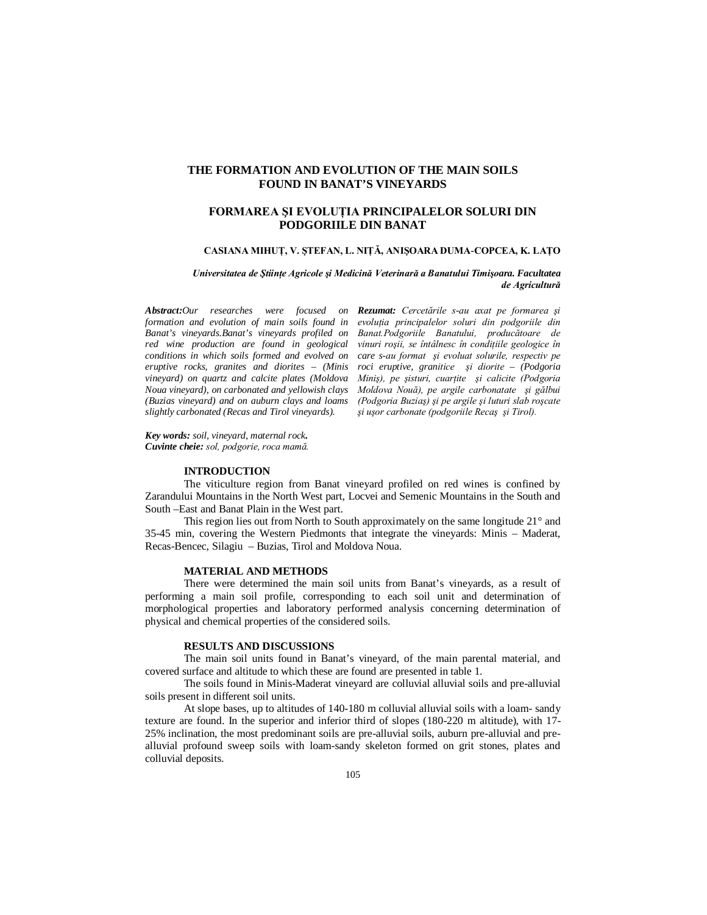# THE FORMATION AND EVOLUTION OF THE MAIN SOILS FOUND IN BANAT'S VINEYARDS

# FORMAREA ŞI EVOLUȚIA PRINCIPALELOR SOLURI DIN PODGORIILE DIN BANAT

**CASIANA MIHUȚ, V. ŞTEFAN, L. NIȚĂ, ANIŞOARA DUMA-COPCEA, K. LAȚO**

***Universitatea de Ştiințe Agricole şi Medicină Veterinară a Banatului Timişoara. Facultatea de Agricultură***

***Abstract:*** *Our researches were focused on formation and evolution of main soils found in Banat's vineyards.Banat's vineyards profiled on red wine production are found in geological conditions in which soils formed and evolved on eruptive rocks, granites and diorites – (Minis vineyard) on quartz and calcite plates (Moldova Noua vineyard), on carbonated and yellowish clays (Buzias vineyard) and on auburn clays and loams slightly carbonated (Recas and Tirol vineyards).*

***Rezumat:*** *Cercetările s-au axat pe formarea şi evoluția principalelor soluri din podgoriile din Banat.Podgoriile Banatului, producătoare de vinuri roşii, se întâlnesc în condițiile geologice în care s-au format şi evoluat solurile, respectiv pe roci eruptive, granitice şi diorite – (Podgoria Miniş), pe şisturi, cuarțite şi calicite (Podgoria Moldova Nouă), pe argile carbonatate şi gălbui (Podgoria Buziaş) şi pe argile şi luturi slab roşcate şi uşor carbonate (podgoriile Recaş şi Tirol).*

***Key words:*** *soil, vineyard, maternal rock.*
***Cuvinte cheie:*** *sol, podgorie, roca mamă.*

## INTRODUCTION

The viticulture region from Banat vineyard profiled on red wines is confined by Zarandului Mountains in the North West part, Locvei and Semenic Mountains in the South and South –East and Banat Plain in the West part.

This region lies out from North to South approximately on the same longitude 21° and 35-45 min, covering the Western Piedmonts that integrate the vineyards: Minis – Maderat, Recas-Bencec, Silagiu – Buzias, Tirol and Moldova Noua.

## MATERIAL AND METHODS

There were determined the main soil units from Banat's vineyards, as a result of performing a main soil profile, corresponding to each soil unit and determination of morphological properties and laboratory performed analysis concerning determination of physical and chemical properties of the considered soils.

## RESULTS AND DISCUSSIONS

The main soil units found in Banat's vineyard, of the main parental material, and covered surface and altitude to which these are found are presented in table 1.

The soils found in Minis-Maderat vineyard are colluvial alluvial soils and pre-alluvial soils present in different soil units.

At slope bases, up to altitudes of 140-180 m colluvial alluvial soils with a loam- sandy texture are found. In the superior and inferior third of slopes (180-220 m altitude), with 17-25% inclination, the most predominant soils are pre-alluvial soils, auburn pre-alluvial and pre-alluvial profound sweep soils with loam-sandy skeleton formed on grit stones, plates and colluvial deposits.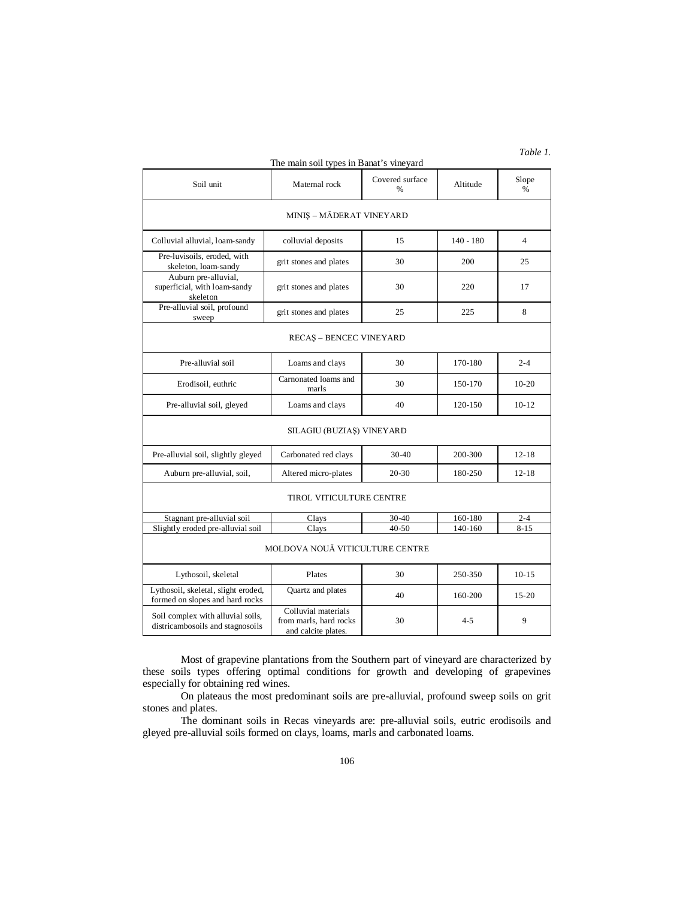*Table 1.*

The main soil types in Banat's vineyard

| Soil unit | Maternal rock | Covered surface % | Altitude | Slope % |
|---|---|---|---|---|
| MINIŞ – MĂDERAT VINEYARD | | | | |
| Colluvial alluvial, loam-sandy | colluvial deposits | 15 | 140 - 180 | 4 |
| Pre-luvisoils, eroded, with skeleton, loam-sandy | grit stones and plates | 30 | 200 | 25 |
| Auburn pre-alluvial, superficial, with loam-sandy skeleton | grit stones and plates | 30 | 220 | 17 |
| Pre-alluvial soil, profound sweep | grit stones and plates | 25 | 225 | 8 |
| RECAŞ – BENCEC VINEYARD | | | | |
| Pre-alluvial soil | Loams and clays | 30 | 170-180 | 2-4 |
| Erodisoil, euthric | Carnonated loams and marls | 30 | 150-170 | 10-20 |
| Pre-alluvial soil, gleyed | Loams and clays | 40 | 120-150 | 10-12 |
| SILAGIU (BUZIAŞ) VINEYARD | | | | |
| Pre-alluvial soil, slightly gleyed | Carbonated red clays | 30-40 | 200-300 | 12-18 |
| Auburn pre-alluvial, soil, | Altered micro-plates | 20-30 | 180-250 | 12-18 |
| TIROL VITICULTURE CENTRE | | | | |
| Stagnant pre-alluvial soil | Clays | 30-40 | 160-180 | 2-4 |
| Slightly eroded pre-alluvial soil | Clays | 40-50 | 140-160 | 8-15 |
| MOLDOVA NOUĂ VITICULTURE CENTRE | | | | |
| Lythosoil, skeletal | Plates | 30 | 250-350 | 10-15 |
| Lythosoil, skeletal, slight eroded, formed on slopes and hard rocks | Quartz and plates | 40 | 160-200 | 15-20 |
| Soil complex with alluvial soils, districambosoils and stagnosoils | Colluvial materials from marls, hard rocks and calcite plates. | 30 | 4-5 | 9 |

Most of grapevine plantations from the Southern part of vineyard are characterized by these soils types offering optimal conditions for growth and developing of grapevines especially for obtaining red wines.

On plateaus the most predominant soils are pre-alluvial, profound sweep soils on grit stones and plates.

The dominant soils in Recas vineyards are: pre-alluvial soils, eutric erodisoils and gleyed pre-alluvial soils formed on clays, loams, marls and carbonated loams.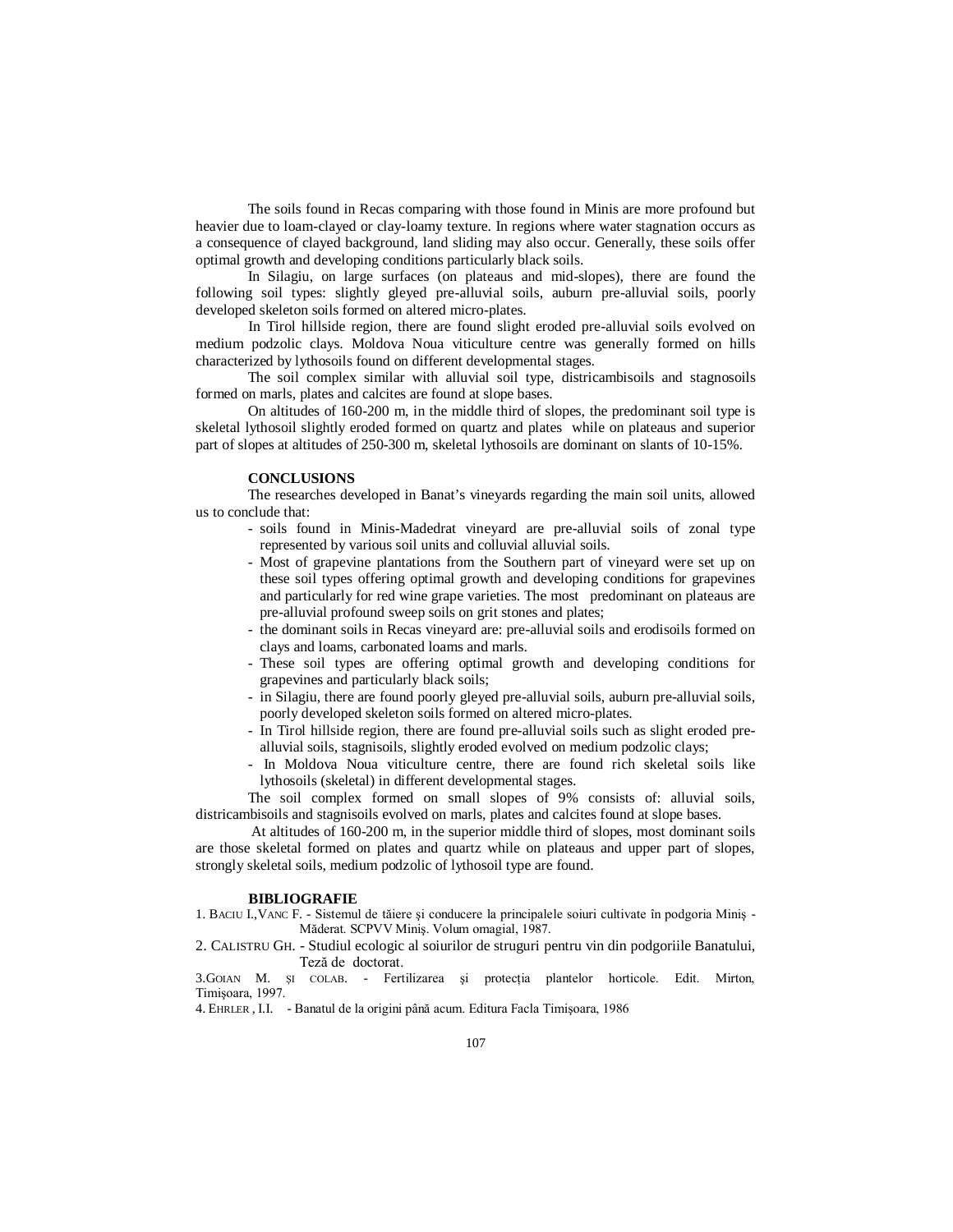The soils found in Recas comparing with those found in Minis are more profound but heavier due to loam-clayed or clay-loamy texture. In regions where water stagnation occurs as a consequence of clayed background, land sliding may also occur. Generally, these soils offer optimal growth and developing conditions particularly black soils.

In Silagiu, on large surfaces (on plateaus and mid-slopes), there are found the following soil types: slightly gleyed pre-alluvial soils, auburn pre-alluvial soils, poorly developed skeleton soils formed on altered micro-plates.

In Tirol hillside region, there are found slight eroded pre-alluvial soils evolved on medium podzolic clays. Moldova Noua viticulture centre was generally formed on hills characterized by lythosoils found on different developmental stages.

The soil complex similar with alluvial soil type, districambisoils and stagnosoils formed on marls, plates and calcites are found at slope bases.

On altitudes of 160-200 m, in the middle third of slopes, the predominant soil type is skeletal lythosoil slightly eroded formed on quartz and plates while on plateaus and superior part of slopes at altitudes of 250-300 m, skeletal lythosoils are dominant on slants of 10-15%.

**CONCLUSIONS**

The researches developed in Banat's vineyards regarding the main soil units, allowed us to conclude that:

- soils found in Minis-Madedrat vineyard are pre-alluvial soils of zonal type represented by various soil units and colluvial alluvial soils.
- Most of grapevine plantations from the Southern part of vineyard were set up on these soil types offering optimal growth and developing conditions for grapevines and particularly for red wine grape varieties. The most predominant on plateaus are pre-alluvial profound sweep soils on grit stones and plates;
- the dominant soils in Recas vineyard are: pre-alluvial soils and erodisoils formed on clays and loams, carbonated loams and marls.
- These soil types are offering optimal growth and developing conditions for grapevines and particularly black soils;
- in Silagiu, there are found poorly gleyed pre-alluvial soils, auburn pre-alluvial soils, poorly developed skeleton soils formed on altered micro-plates.
- In Tirol hillside region, there are found pre-alluvial soils such as slight eroded pre-alluvial soils, stagnisoils, slightly eroded evolved on medium podzolic clays;
- In Moldova Noua viticulture centre, there are found rich skeletal soils like lythosoils (skeletal) in different developmental stages.

The soil complex formed on small slopes of 9% consists of: alluvial soils, districambisoils and stagnisoils evolved on marls, plates and calcites found at slope bases.

At altitudes of 160-200 m, in the superior middle third of slopes, most dominant soils are those skeletal formed on plates and quartz while on plateaus and upper part of slopes, strongly skeletal soils, medium podzolic of lythosoil type are found.

**BIBLIOGRAFIE**

1. BACIU I.,VANC F. - Sistemul de tăiere şi conducere la principalele soiuri cultivate în podgoria Miniş - Măderat. SCPVV Miniş. Volum omagial, 1987.
2. CALISTRU GH. - Studiul ecologic al soiurilor de struguri pentru vin din podgoriile Banatului, Teză de doctorat.
3. GOIAN M. ŞI COLAB. - Fertilizarea şi protecţia plantelor horticole. Edit. Mirton, Timişoara, 1997.
4. EHRLER, I.I. - Banatul de la origini până acum. Editura Facla Timişoara, 1986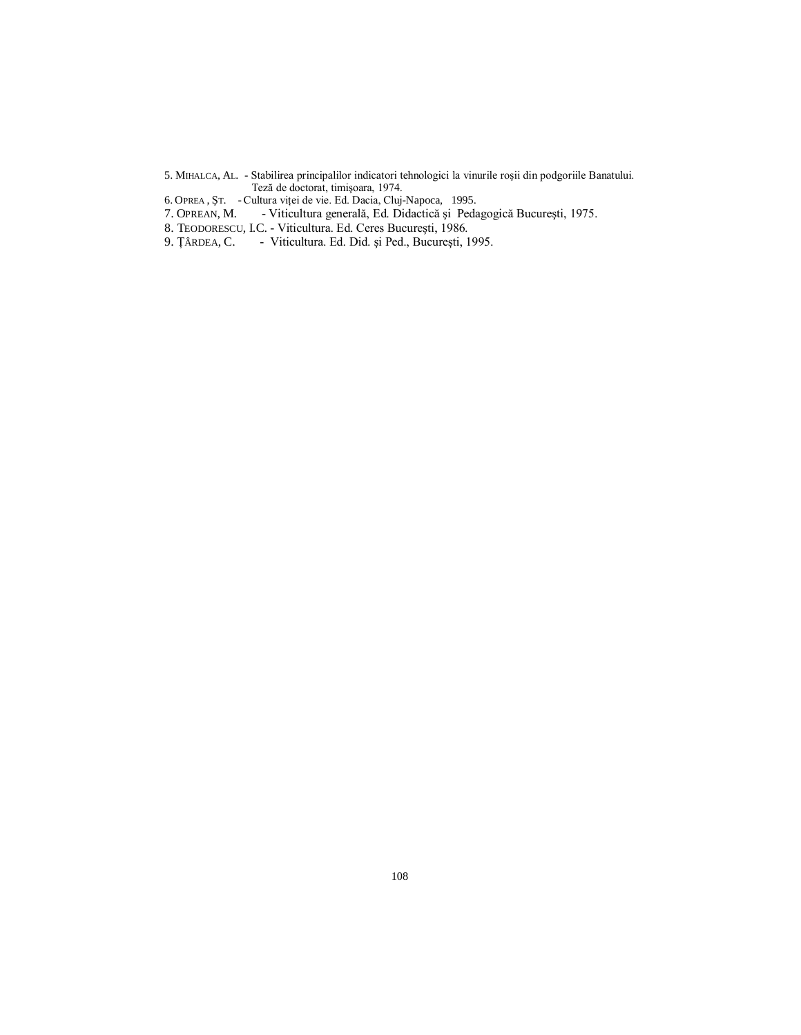5. MIHALCA, AL. - Stabilirea principalilor indicatori tehnologici la vinurile roşii din podgoriile Banatului. Teză de doctorat, timişoara, 1974.

6. OPREA , ŞT. - Cultura viţei de vie. Ed. Dacia, Cluj-Napoca, 1995.

7. OPREAN, M. - Viticultura generală, Ed. Didactică şi Pedagogică Bucureşti, 1975.

8. TEODORESCU, I.C. - Viticultura. Ed. Ceres Bucureşti, 1986.

9. ŢÂRDEA, C. - Viticultura. Ed. Did. şi Ped., Bucureşti, 1995.